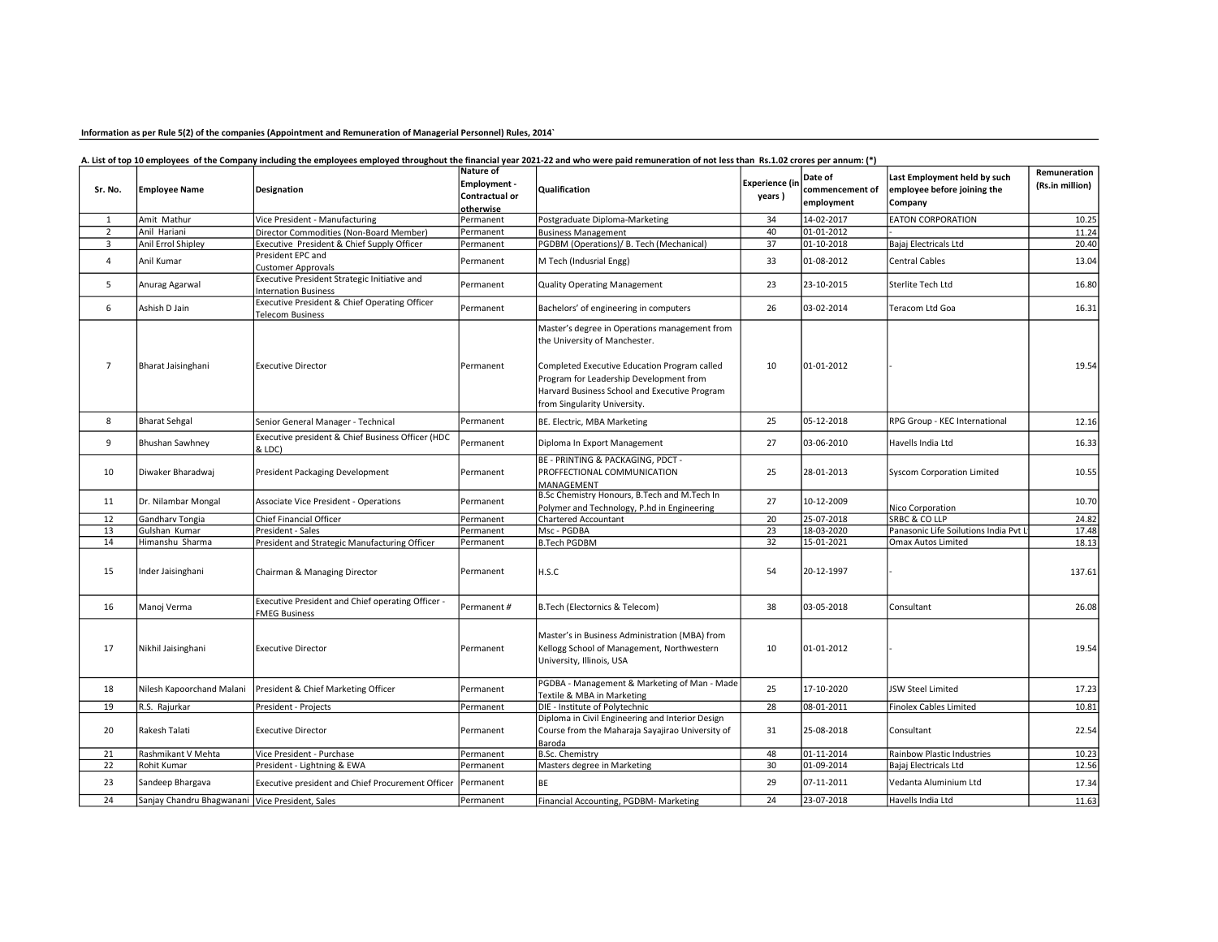**Information as per Rule 5(2) of the companies (Appointment and Remuneration of Managerial Personnel) Rules, 2014`**

**A. List of top 10 employees of the Company including the employees employed throughout the financial year 2021-22 and who were paid remuneration of not less than Rs.1.02 crores per annum: (*)**

| Sr. No. | Employee Name | Designation | Nature of Employment - Contractual or otherwise | Qualification | Experience (in years ) | Date of commencement of employment | Last Employment held by such employee before joining the Company | Remuneration (Rs.in million) |
|---|---|---|---|---|---|---|---|---|
| 1 | Amit Mathur | Vice President - Manufacturing | Permanent | Postgraduate Diploma-Marketing | 34 | 14-02-2017 | EATON CORPORATION | 10.25 |
| 2 | Anil Hariani | Director Commodities (Non-Board Member) | Permanent | Business Management | 40 | 01-01-2012 | - | 11.24 |
| 3 | Anil Errol Shipley | Executive President & Chief Supply Officer | Permanent | PGDBM (Operations)/ B. Tech (Mechanical) | 37 | 01-10-2018 | Bajaj Electricals Ltd | 20.40 |
| 4 | Anil Kumar | President EPC and Customer Approvals | Permanent | M Tech (Indusrial Engg) | 33 | 01-08-2012 | Central Cables | 13.04 |
| 5 | Anurag Agarwal | Executive President Strategic Initiative and Internation Business | Permanent | Quality Operating Management | 23 | 23-10-2015 | Sterlite Tech Ltd | 16.80 |
| 6 | Ashish D Jain | Executive President & Chief Operating Officer Telecom Business | Permanent | Bachelors' of engineering in computers | 26 | 03-02-2014 | Teracom Ltd Goa | 16.31 |
| 7 | Bharat Jaisinghani | Executive Director | Permanent | Master's degree in Operations management from the University of Manchester. Completed Executive Education Program called Program for Leadership Development from Harvard Business School and Executive Program from Singularity University. | 10 | 01-01-2012 | - | 19.54 |
| 8 | Bharat Sehgal | Senior General Manager - Technical | Permanent | BE. Electric, MBA Marketing | 25 | 05-12-2018 | RPG Group - KEC International | 12.16 |
| 9 | Bhushan Sawhney | Executive president & Chief Business Officer (HDC & LDC) | Permanent | Diploma In Export Management | 27 | 03-06-2010 | Havells India Ltd | 16.33 |
| 10 | Diwaker Bharadwaj | President Packaging Development | Permanent | BE - PRINTING & PACKAGING, PDCT - PROFFECTIONAL COMMUNICATION MANAGEMENT | 25 | 28-01-2013 | Syscom Corporation Limited | 10.55 |
| 11 | Dr. Nilambar Mongal | Associate Vice President - Operations | Permanent | B.Sc Chemistry Honours, B.Tech and M.Tech In Polymer and Technology, P.hd in Engineering | 27 | 10-12-2009 | Nico Corporation | 10.70 |
| 12 | Gandharv Tongia | Chief Financial Officer | Permanent | Chartered Accountant | 20 | 25-07-2018 | SRBC & CO LLP | 24.82 |
| 13 | Gulshan Kumar | President - Sales | Permanent | Msc - PGDBA | 23 | 18-03-2020 | Panasonic Life Soilutions India Pvt L | 17.48 |
| 14 | Himanshu Sharma | President and Strategic Manufacturing Officer | Permanent | B.Tech PGDBM | 32 | 15-01-2021 | Omax Autos Limited | 18.13 |
| 15 | Inder Jaisinghani | Chairman & Managing Director | Permanent | H.S.C | 54 | 20-12-1997 | - | 137.61 |
| 16 | Manoj Verma | Executive President and Chief operating Officer - FMEG Business | Permanent # | B.Tech (Electornics & Telecom) | 38 | 03-05-2018 | Consultant | 26.08 |
| 17 | Nikhil Jaisinghani | Executive Director | Permanent | Master's in Business Administration (MBA) from Kellogg School of Management, Northwestern University, Illinois, USA | 10 | 01-01-2012 | - | 19.54 |
| 18 | Nilesh Kapoorchand Malani | President & Chief Marketing Officer | Permanent | PGDBA - Management & Marketing of Man - Made Textile & MBA in Marketing | 25 | 17-10-2020 | JSW Steel Limited | 17.23 |
| 19 | R.S. Rajurkar | President - Projects | Permanent | DIE - Institute of Polytechnic | 28 | 08-01-2011 | Finolex Cables Limited | 10.81 |
| 20 | Rakesh Talati | Executive Director | Permanent | Diploma in Civil Engineering and Interior Design Course from the Maharaja Sayajirao University of Baroda | 31 | 25-08-2018 | Consultant | 22.54 |
| 21 | Rashmikant V Mehta | Vice President - Purchase | Permanent | B.Sc. Chemistry | 48 | 01-11-2014 | Rainbow Plastic Industries | 10.23 |
| 22 | Rohit Kumar | President - Lightning & EWA | Permanent | Masters degree in Marketing | 30 | 01-09-2014 | Bajaj Electricals Ltd | 12.56 |
| 23 | Sandeep Bhargava | Executive president and Chief Procurement Officer | Permanent | BE | 29 | 07-11-2011 | Vedanta Aluminium Ltd | 17.34 |
| 24 | Sanjay Chandru Bhagwanani | Vice President, Sales | Permanent | Financial Accounting, PGDBM- Marketing | 24 | 23-07-2018 | Havells India Ltd | 11.63 |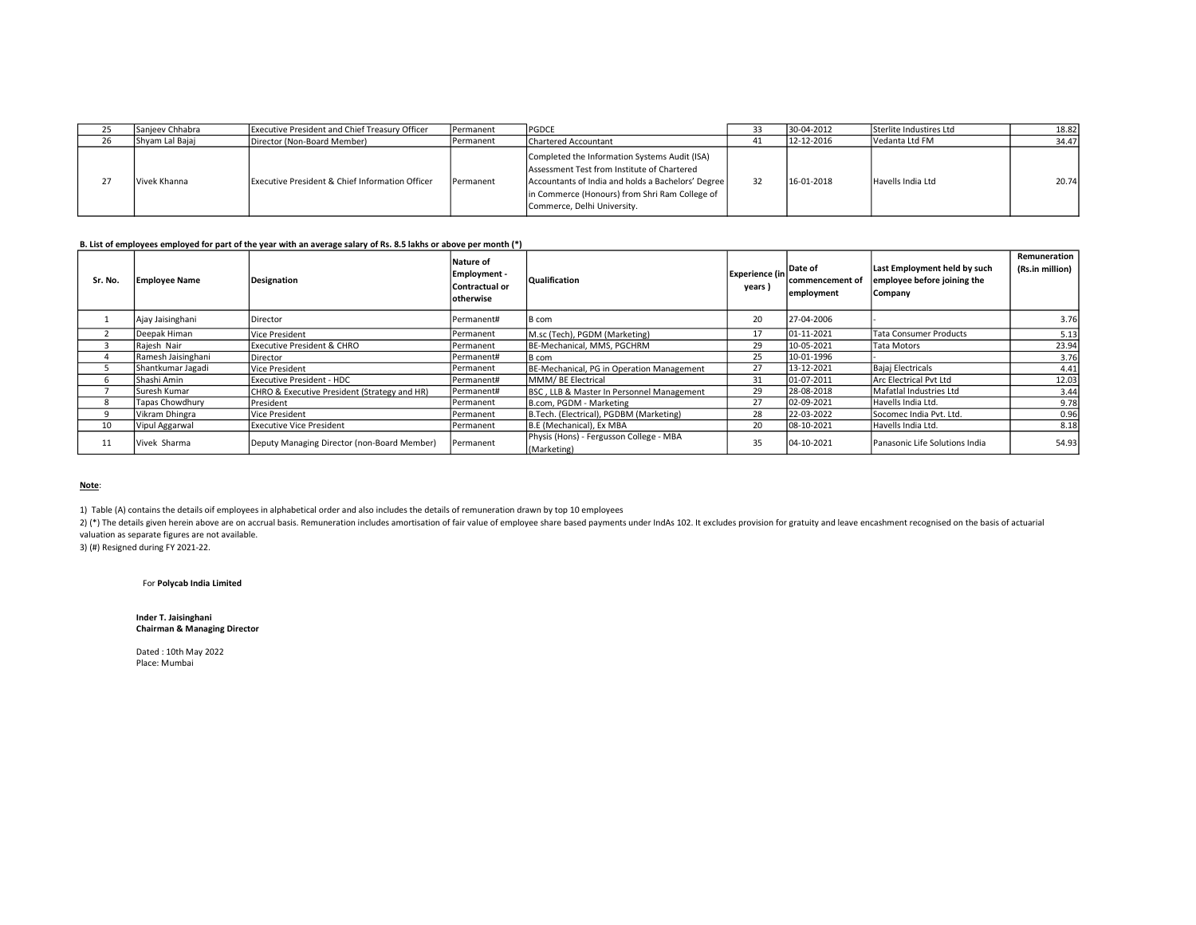| | | | | | | | | |
|---|---|---|---|---|---|---|---|---|
| 25 | Sanjeev Chhabra | Executive President and Chief Treasury Officer | Permanent | PGDCE | 33 | 30-04-2012 | Sterlite Industires Ltd | 18.82 |
| 26 | Shyam Lal Bajaj | Director (Non-Board Member) | Permanent | Chartered Accountant | 41 | 12-12-2016 | Vedanta Ltd FM | 34.47 |
| 27 | Vivek Khanna | Executive President & Chief Information Officer | Permanent | Completed the Information Systems Audit (ISA) Assessment Test from Institute of Chartered Accountants of India and holds a Bachelors' Degree in Commerce (Honours) from Shri Ram College of Commerce, Delhi University. | 32 | 16-01-2018 | Havells India Ltd | 20.74 |

**B. List of employees employed for part of the year with an average salary of Rs. 8.5 lakhs or above per month (*)**

| Sr. No. | Employee Name | Designation | Nature of Employment - Contractual or otherwise | Qualification | Experience (in years ) | Date of commencement of employment | Last Employment held by such employee before joining the Company | Remuneration (Rs.in million) |
|---|---|---|---|---|---|---|---|---|
| 1 | Ajay Jaisinghani | Director | Permanent# | B com | 20 | 27-04-2006 | - | 3.76 |
| 2 | Deepak Himan | Vice President | Permanent | M.sc (Tech), PGDM (Marketing) | 17 | 01-11-2021 | Tata Consumer Products | 5.13 |
| 3 | Rajesh Nair | Executive President & CHRO | Permanent | BE-Mechanical, MMS, PGCHRM | 29 | 10-05-2021 | Tata Motors | 23.94 |
| 4 | Ramesh Jaisinghani | Director | Permanent# | B com | 25 | 10-01-1996 | - | 3.76 |
| 5 | Shantkumar Jagadi | Vice President | Permanent | BE-Mechanical, PG in Operation Management | 27 | 13-12-2021 | Bajaj Electricals | 4.41 |
| 6 | Shashi Amin | Executive President - HDC | Permanent# | MMM/ BE Electrical | 31 | 01-07-2011 | Arc Electrical Pvt Ltd | 12.03 |
| 7 | Suresh Kumar | CHRO & Executive President (Strategy and HR) | Permanent# | BSC , LLB & Master In Personnel Management | 29 | 28-08-2018 | Mafatlal Industries Ltd | 3.44 |
| 8 | Tapas Chowdhury | President | Permanent | B.com, PGDM - Marketing | 27 | 02-09-2021 | Havells India Ltd. | 9.78 |
| 9 | Vikram Dhingra | Vice President | Permanent | B.Tech. (Electrical), PGDBM (Marketing) | 28 | 22-03-2022 | Socomec India Pvt. Ltd. | 0.96 |
| 10 | Vipul Aggarwal | Executive Vice President | Permanent | B.E (Mechanical), Ex MBA | 20 | 08-10-2021 | Havells India Ltd. | 8.18 |
| 11 | Vivek Sharma | Deputy Managing Director (non-Board Member) | Permanent | Physis (Hons) - Fergusson College - MBA (Marketing) | 35 | 04-10-2021 | Panasonic Life Solutions India | 54.93 |

**Note**:

1) Table (A) contains the details oif employees in alphabetical order and also includes the details of remuneration drawn by top 10 employees

2) (*) The details given herein above are on accrual basis. Remuneration includes amortisation of fair value of employee share based payments under IndAs 102. It excludes provision for gratuity and leave encashment recognised on the basis of actuarial valuation as separate figures are not available.

3) (#) Resigned during FY 2021-22.

For **Polycab India Limited**

**Inder T. Jaisinghani**
**Chairman & Managing Director**

Dated : 10th May 2022
Place: Mumbai